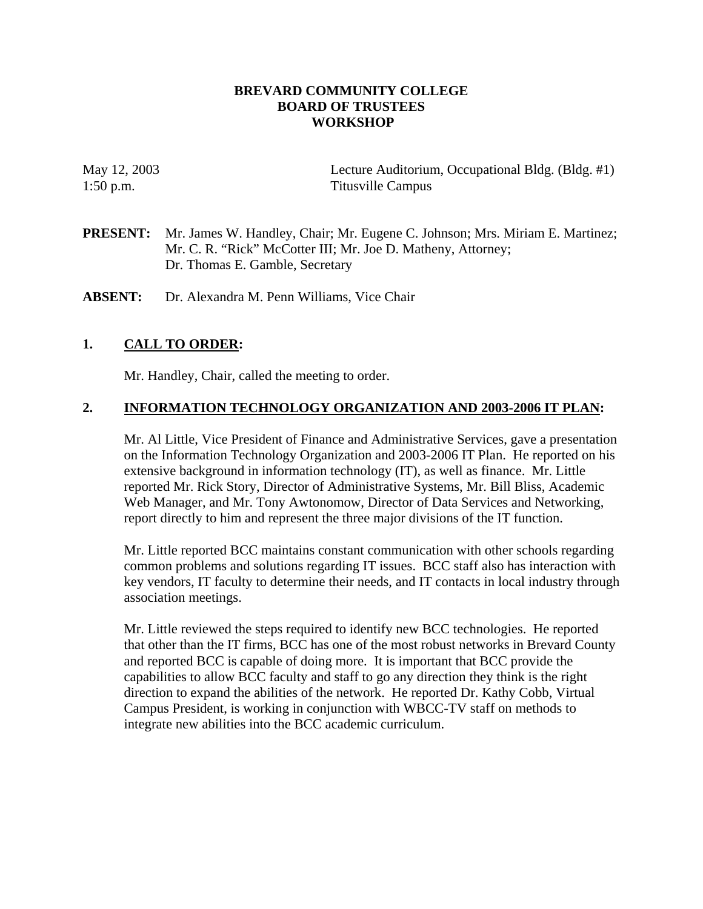# BREVARD COMMUNITY COLLEGE
# BOARD OF TRUSTEES
# WORKSHOP

May 12, 2003 — Lecture Auditorium, Occupational Bldg. (Bldg. #1)
1:50 p.m. — Titusville Campus

**PRESENT:** Mr. James W. Handley, Chair; Mr. Eugene C. Johnson; Mrs. Miriam E. Martinez; Mr. C. R. "Rick" McCotter III; Mr. Joe D. Matheny, Attorney; Dr. Thomas E. Gamble, Secretary

**ABSENT:** Dr. Alexandra M. Penn Williams, Vice Chair

## 1. CALL TO ORDER:

Mr. Handley, Chair, called the meeting to order.

## 2. INFORMATION TECHNOLOGY ORGANIZATION AND 2003-2006 IT PLAN:

Mr. Al Little, Vice President of Finance and Administrative Services, gave a presentation on the Information Technology Organization and 2003-2006 IT Plan. He reported on his extensive background in information technology (IT), as well as finance. Mr. Little reported Mr. Rick Story, Director of Administrative Systems, Mr. Bill Bliss, Academic Web Manager, and Mr. Tony Awtonomow, Director of Data Services and Networking, report directly to him and represent the three major divisions of the IT function.

Mr. Little reported BCC maintains constant communication with other schools regarding common problems and solutions regarding IT issues. BCC staff also has interaction with key vendors, IT faculty to determine their needs, and IT contacts in local industry through association meetings.

Mr. Little reviewed the steps required to identify new BCC technologies. He reported that other than the IT firms, BCC has one of the most robust networks in Brevard County and reported BCC is capable of doing more. It is important that BCC provide the capabilities to allow BCC faculty and staff to go any direction they think is the right direction to expand the abilities of the network. He reported Dr. Kathy Cobb, Virtual Campus President, is working in conjunction with WBCC-TV staff on methods to integrate new abilities into the BCC academic curriculum.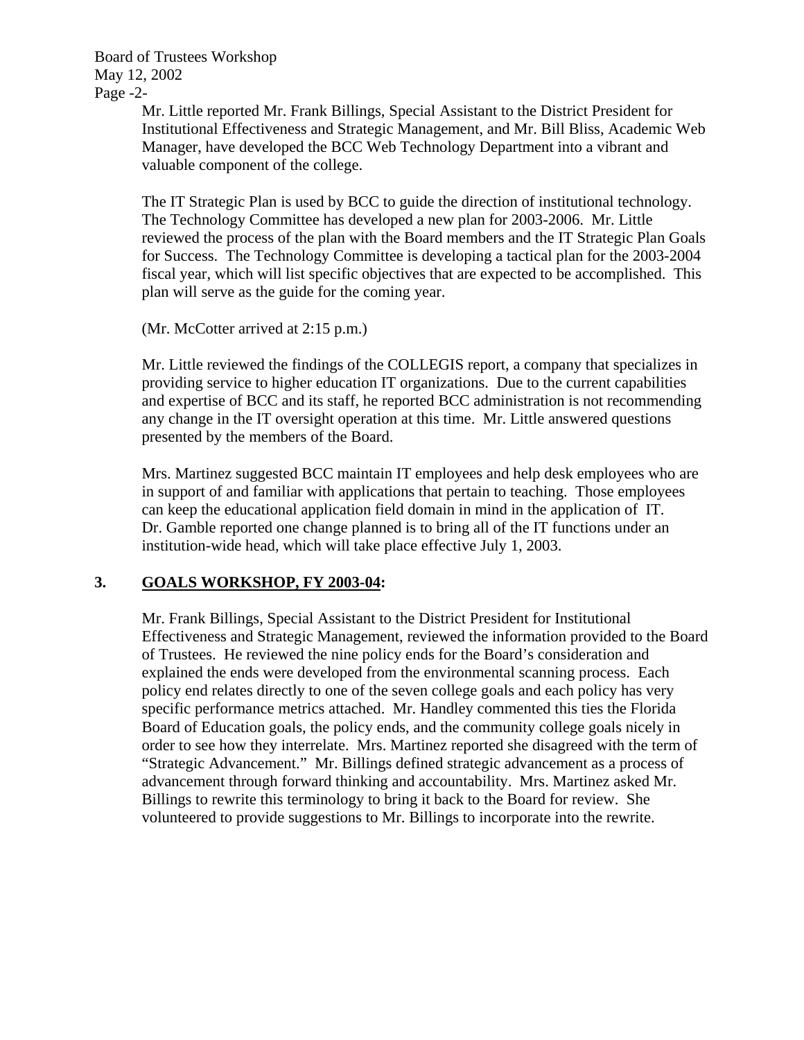Mr. Little reported Mr. Frank Billings, Special Assistant to the District President for Institutional Effectiveness and Strategic Management, and Mr. Bill Bliss, Academic Web Manager, have developed the BCC Web Technology Department into a vibrant and valuable component of the college.

The IT Strategic Plan is used by BCC to guide the direction of institutional technology. The Technology Committee has developed a new plan for 2003-2006. Mr. Little reviewed the process of the plan with the Board members and the IT Strategic Plan Goals for Success. The Technology Committee is developing a tactical plan for the 2003-2004 fiscal year, which will list specific objectives that are expected to be accomplished. This plan will serve as the guide for the coming year.

(Mr. McCotter arrived at 2:15 p.m.)

Mr. Little reviewed the findings of the COLLEGIS report, a company that specializes in providing service to higher education IT organizations. Due to the current capabilities and expertise of BCC and its staff, he reported BCC administration is not recommending any change in the IT oversight operation at this time. Mr. Little answered questions presented by the members of the Board.

Mrs. Martinez suggested BCC maintain IT employees and help desk employees who are in support of and familiar with applications that pertain to teaching. Those employees can keep the educational application field domain in mind in the application of IT. Dr. Gamble reported one change planned is to bring all of the IT functions under an institution-wide head, which will take place effective July 1, 2003.

## 3. **GOALS WORKSHOP, FY 2003-04:**

Mr. Frank Billings, Special Assistant to the District President for Institutional Effectiveness and Strategic Management, reviewed the information provided to the Board of Trustees. He reviewed the nine policy ends for the Board's consideration and explained the ends were developed from the environmental scanning process. Each policy end relates directly to one of the seven college goals and each policy has very specific performance metrics attached. Mr. Handley commented this ties the Florida Board of Education goals, the policy ends, and the community college goals nicely in order to see how they interrelate. Mrs. Martinez reported she disagreed with the term of "Strategic Advancement." Mr. Billings defined strategic advancement as a process of advancement through forward thinking and accountability. Mrs. Martinez asked Mr. Billings to rewrite this terminology to bring it back to the Board for review. She volunteered to provide suggestions to Mr. Billings to incorporate into the rewrite.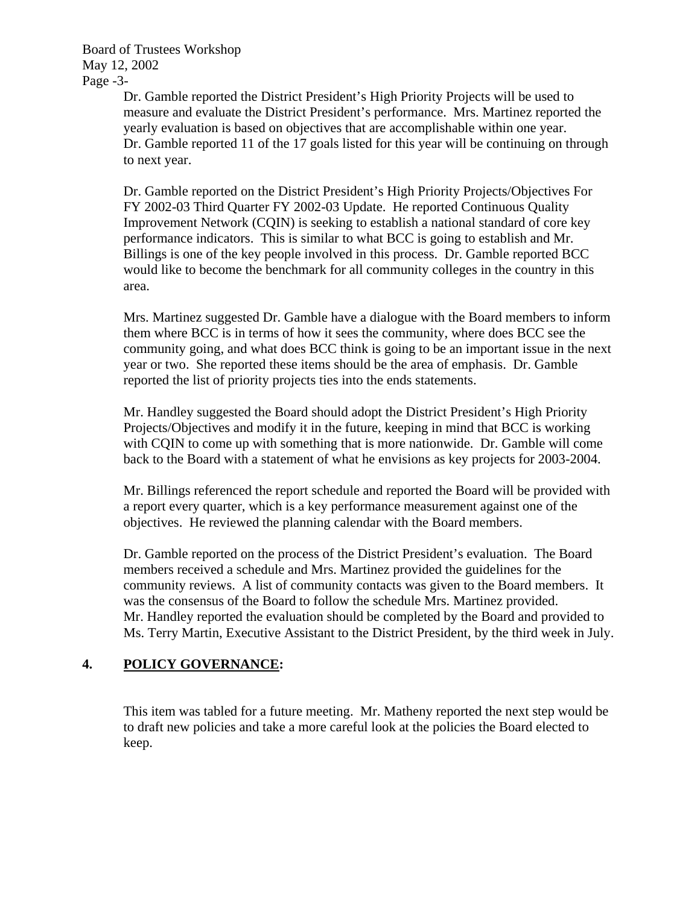Dr. Gamble reported the District President's High Priority Projects will be used to measure and evaluate the District President's performance. Mrs. Martinez reported the yearly evaluation is based on objectives that are accomplishable within one year. Dr. Gamble reported 11 of the 17 goals listed for this year will be continuing on through to next year.

Dr. Gamble reported on the District President's High Priority Projects/Objectives For FY 2002-03 Third Quarter FY 2002-03 Update. He reported Continuous Quality Improvement Network (CQIN) is seeking to establish a national standard of core key performance indicators. This is similar to what BCC is going to establish and Mr. Billings is one of the key people involved in this process. Dr. Gamble reported BCC would like to become the benchmark for all community colleges in the country in this area.

Mrs. Martinez suggested Dr. Gamble have a dialogue with the Board members to inform them where BCC is in terms of how it sees the community, where does BCC see the community going, and what does BCC think is going to be an important issue in the next year or two. She reported these items should be the area of emphasis. Dr. Gamble reported the list of priority projects ties into the ends statements.

Mr. Handley suggested the Board should adopt the District President's High Priority Projects/Objectives and modify it in the future, keeping in mind that BCC is working with CQIN to come up with something that is more nationwide. Dr. Gamble will come back to the Board with a statement of what he envisions as key projects for 2003-2004.

Mr. Billings referenced the report schedule and reported the Board will be provided with a report every quarter, which is a key performance measurement against one of the objectives. He reviewed the planning calendar with the Board members.

Dr. Gamble reported on the process of the District President's evaluation. The Board members received a schedule and Mrs. Martinez provided the guidelines for the community reviews. A list of community contacts was given to the Board members. It was the consensus of the Board to follow the schedule Mrs. Martinez provided. Mr. Handley reported the evaluation should be completed by the Board and provided to Ms. Terry Martin, Executive Assistant to the District President, by the third week in July.

## 4. **POLICY GOVERNANCE:**

This item was tabled for a future meeting. Mr. Matheny reported the next step would be to draft new policies and take a more careful look at the policies the Board elected to keep.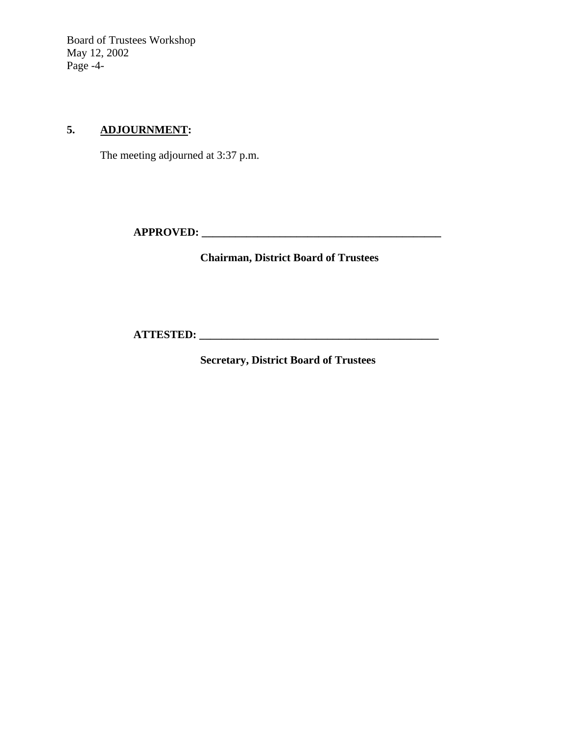## 5. **ADJOURNMENT:**

The meeting adjourned at 3:37 p.m.

**APPROVED: \_\_\_\_\_\_\_\_\_\_\_\_\_\_\_\_\_\_\_\_\_\_\_\_\_\_\_\_\_\_\_\_\_\_\_\_\_\_\_\_\_\_\_\_**

**Chairman, District Board of Trustees**

**ATTESTED: \_\_\_\_\_\_\_\_\_\_\_\_\_\_\_\_\_\_\_\_\_\_\_\_\_\_\_\_\_\_\_\_\_\_\_\_\_\_\_\_\_\_\_\_**

**Secretary, District Board of Trustees**